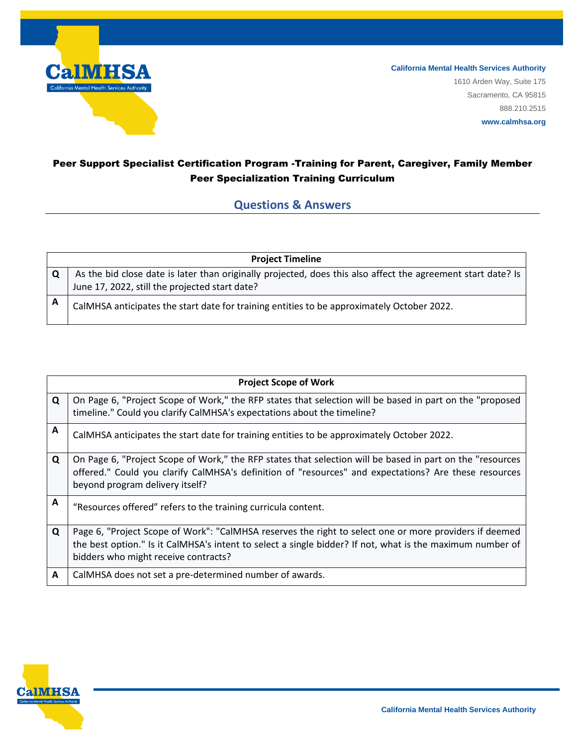**California Mental Health Services Authority**
1610 Arden Way, Suite 175
Sacramento, CA 95815
888.210.2515
**www.calmhsa.org**

# Peer Support Specialist Certification Program -Training for Parent, Caregiver, Family Member Peer Specialization Training Curriculum

## Questions & Answers

| | Project Timeline |
|---|---|
| **Q** | As the bid close date is later than originally projected, does this also affect the agreement start date? Is June 17, 2022, still the projected start date? |
| **A** | CalMHSA anticipates the start date for training entities to be approximately October 2022. |

| | Project Scope of Work |
|---|---|
| **Q** | On Page 6, "Project Scope of Work," the RFP states that selection will be based in part on the "proposed timeline." Could you clarify CalMHSA's expectations about the timeline? |
| **A** | CalMHSA anticipates the start date for training entities to be approximately October 2022. |
| **Q** | On Page 6, "Project Scope of Work," the RFP states that selection will be based in part on the "resources offered." Could you clarify CalMHSA's definition of "resources" and expectations? Are these resources beyond program delivery itself? |
| **A** | "Resources offered" refers to the training curricula content. |
| **Q** | Page 6, "Project Scope of Work": "CalMHSA reserves the right to select one or more providers if deemed the best option." Is it CalMHSA's intent to select a single bidder? If not, what is the maximum number of bidders who might receive contracts? |
| **A** | CalMHSA does not set a pre-determined number of awards. |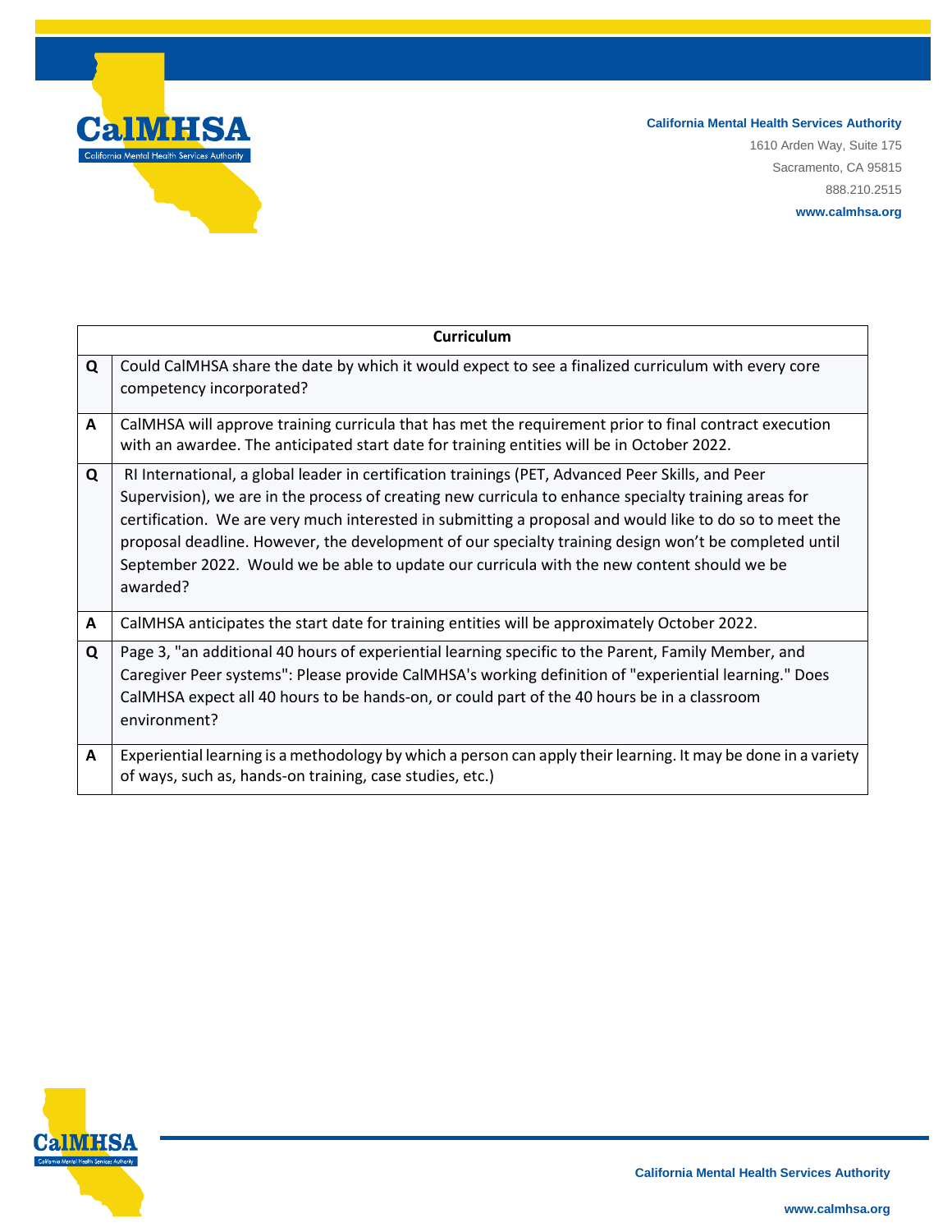| Curriculum | |
|---|---|
| **Q** | Could CalMHSA share the date by which it would expect to see a finalized curriculum with every core competency incorporated? |
| **A** | CalMHSA will approve training curricula that has met the requirement prior to final contract execution with an awardee. The anticipated start date for training entities will be in October 2022. |
| **Q** | RI International, a global leader in certification trainings (PET, Advanced Peer Skills, and Peer Supervision), we are in the process of creating new curricula to enhance specialty training areas for certification. We are very much interested in submitting a proposal and would like to do so to meet the proposal deadline. However, the development of our specialty training design won't be completed until September 2022. Would we be able to update our curricula with the new content should we be awarded? |
| **A** | CalMHSA anticipates the start date for training entities will be approximately October 2022. |
| **Q** | Page 3, "an additional 40 hours of experiential learning specific to the Parent, Family Member, and Caregiver Peer systems": Please provide CalMHSA's working definition of "experiential learning." Does CalMHSA expect all 40 hours to be hands-on, or could part of the 40 hours be in a classroom environment? |
| **A** | Experiential learning is a methodology by which a person can apply their learning. It may be done in a variety of ways, such as, hands-on training, case studies, etc.) |